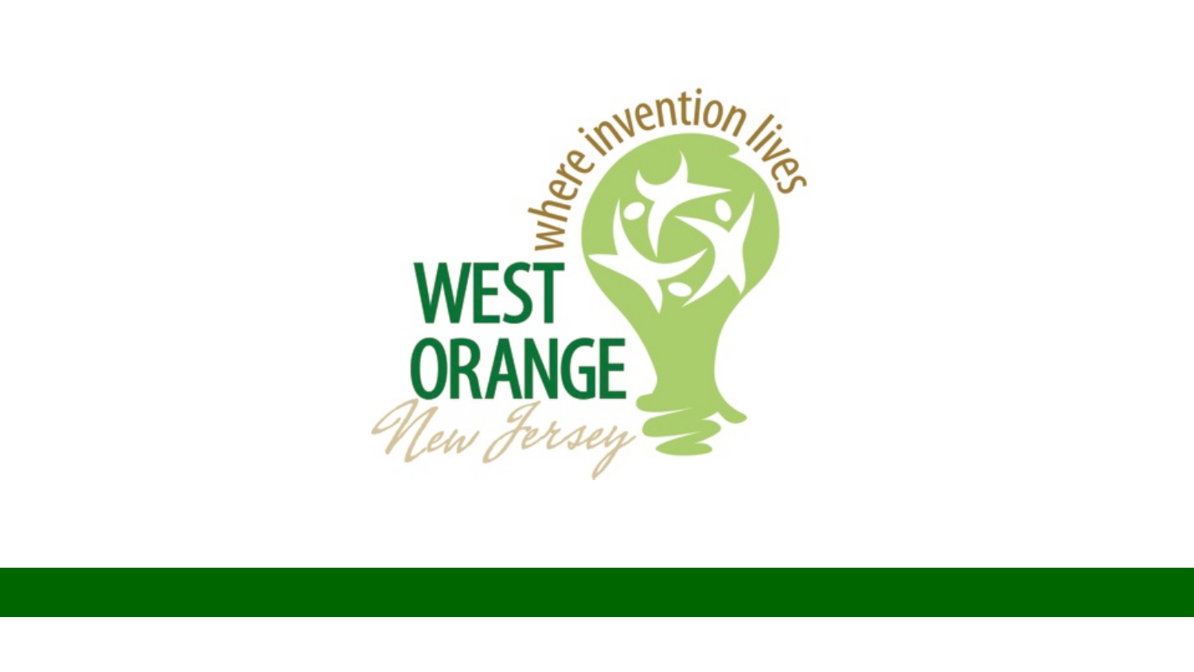where invention lives

WEST ORANGE

New Jersey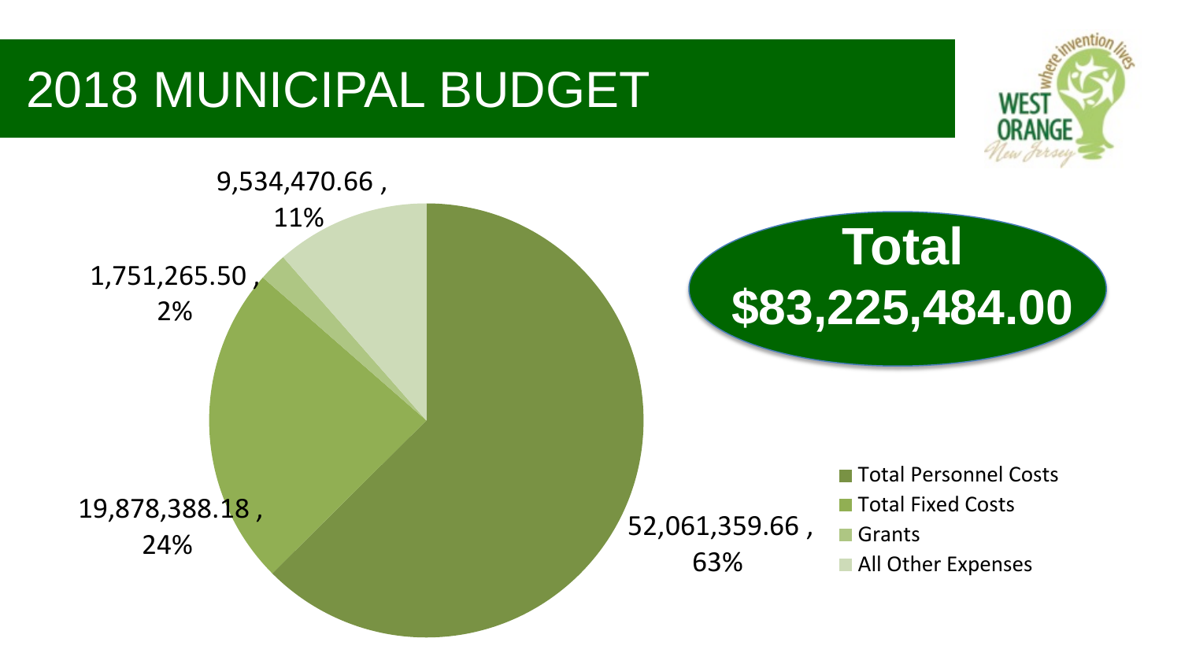# 2018 MUNICIPAL BUDGET

**Total $83,225,484.00**

| Category | Amount | Percentage |
|---|---|---|
| Total Personnel Costs | 52,061,359.66 | 63% |
| Total Fixed Costs | 19,878,388.18 | 24% |
| Grants | 1,751,265.50 | 2% |
| All Other Expenses | 9,534,470.66 | 11% |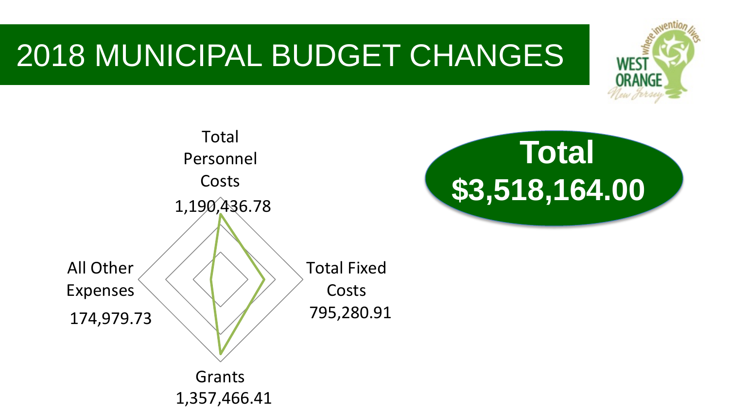# 2018 MUNICIPAL BUDGET CHANGES

WEST ORANGE New Jersey — where invention lives

Total Personnel Costs
1,190,436.78

Total Fixed Costs
795,280.91

Grants
1,357,466.41

All Other Expenses
174,979.73

**Total**
**$3,518,164.00**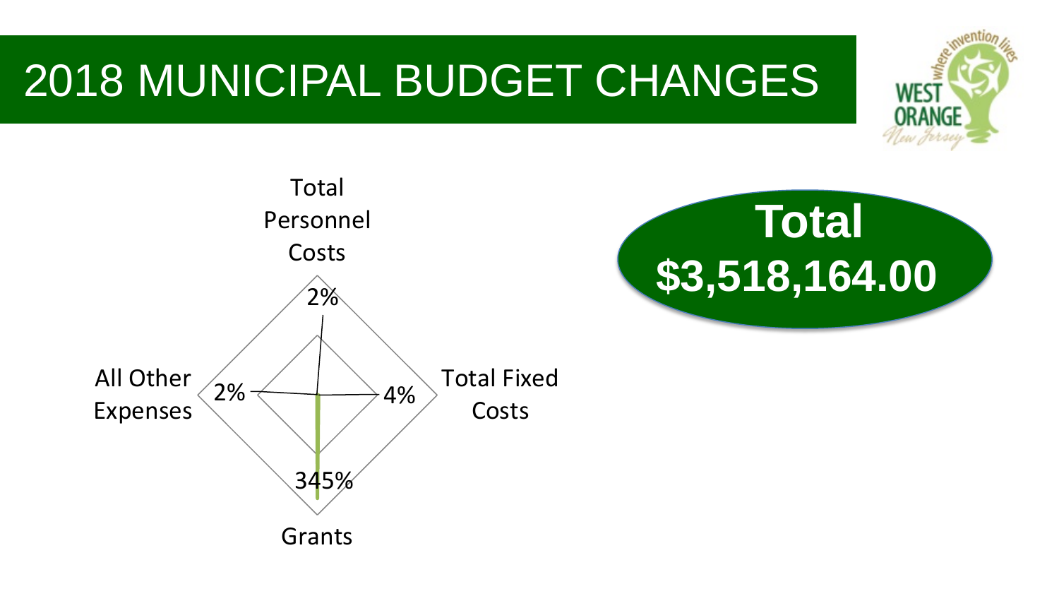# 2018 MUNICIPAL BUDGET CHANGES

| Category | Change |
| --- | --- |
| Total Personnel Costs | 2% |
| Total Fixed Costs | 4% |
| Grants | 345% |
| All Other Expenses | 2% |

**Total $3,518,164.00**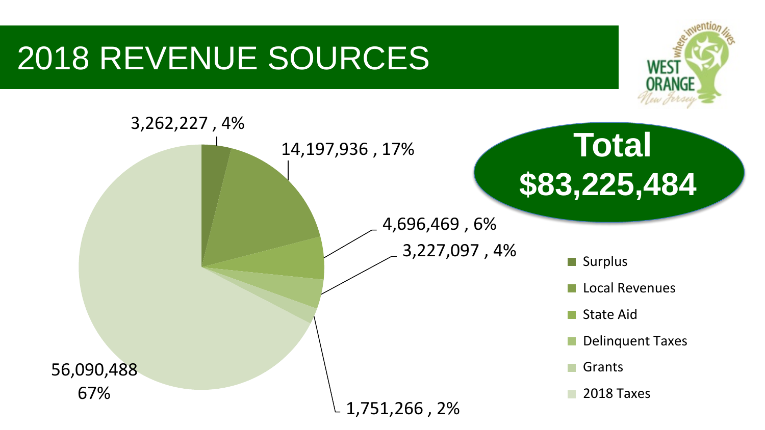# 2018 REVENUE SOURCES

**Total $83,225,484**

| Source | Amount | Percent |
|---|---|---|
| Surplus | 3,262,227 | 4% |
| Local Revenues | 14,197,936 | 17% |
| State Aid | 4,696,469 | 6% |
| Delinquent Taxes | 3,227,097 | 4% |
| Grants | 1,751,266 | 2% |
| 2018 Taxes | 56,090,488 | 67% |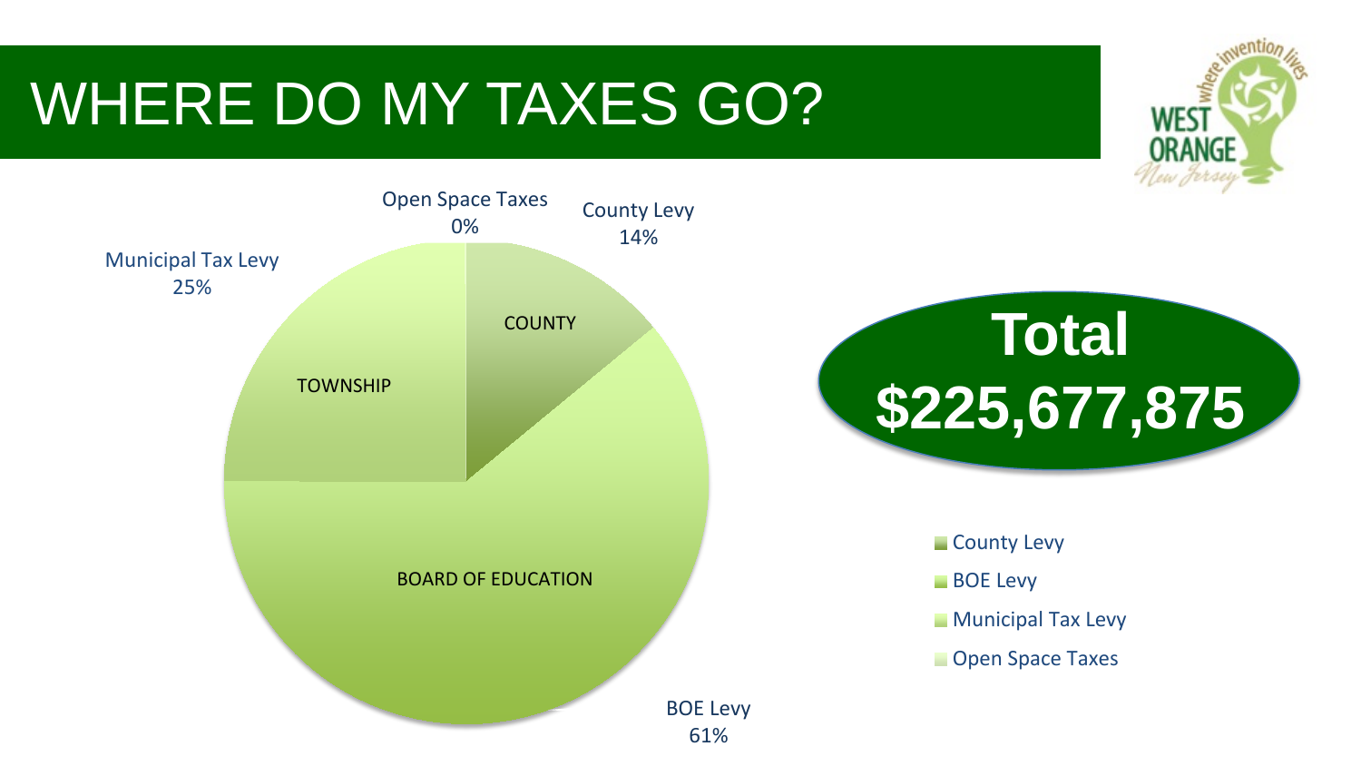# WHERE DO MY TAXES GO?

Open Space Taxes 0%

County Levy 14%

Municipal Tax Levy 25%

COUNTY

TOWNSHIP

BOARD OF EDUCATION

BOE Levy 61%

**Total $225,677,875**

- County Levy
- BOE Levy
- Municipal Tax Levy
- Open Space Taxes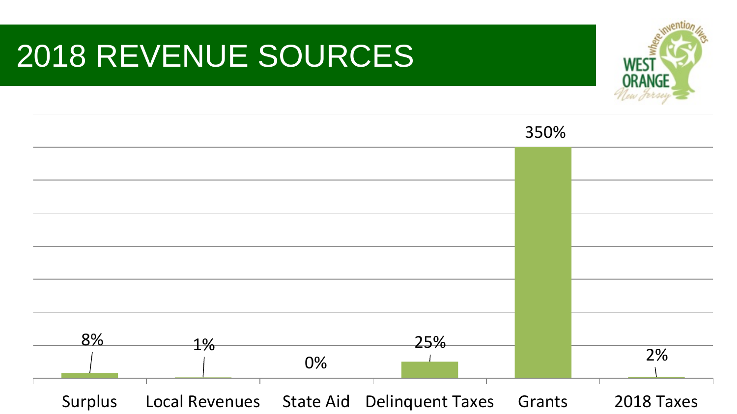# 2018 REVENUE SOURCES

| Category | Value |
| --- | --- |
| Surplus | 8% |
| Local Revenues | 1% |
| State Aid | 0% |
| Delinquent Taxes | 25% |
| Grants | 350% |
| 2018 Taxes | 2% |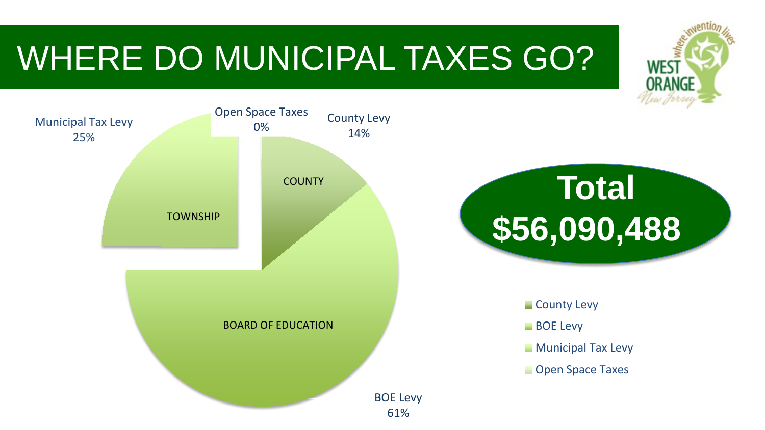# WHERE DO MUNICIPAL TAXES GO?

Municipal Tax Levy 25%

Open Space Taxes 0%

County Levy 14%

BOE Levy 61%

TOWNSHIP

COUNTY

BOARD OF EDUCATION

**Total $56,090,488**

- County Levy
- BOE Levy
- Municipal Tax Levy
- Open Space Taxes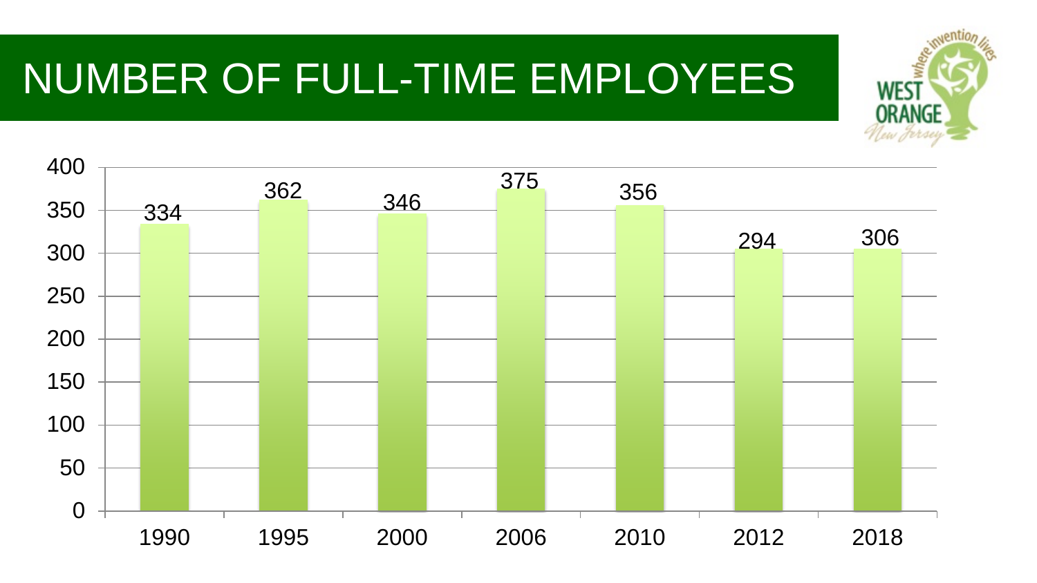# NUMBER OF FULL-TIME EMPLOYEES

| Year | Full-Time Employees |
|---|---|
| 1990 | 334 |
| 1995 | 362 |
| 2000 | 346 |
| 2006 | 375 |
| 2010 | 356 |
| 2012 | 294 |
| 2018 | 306 |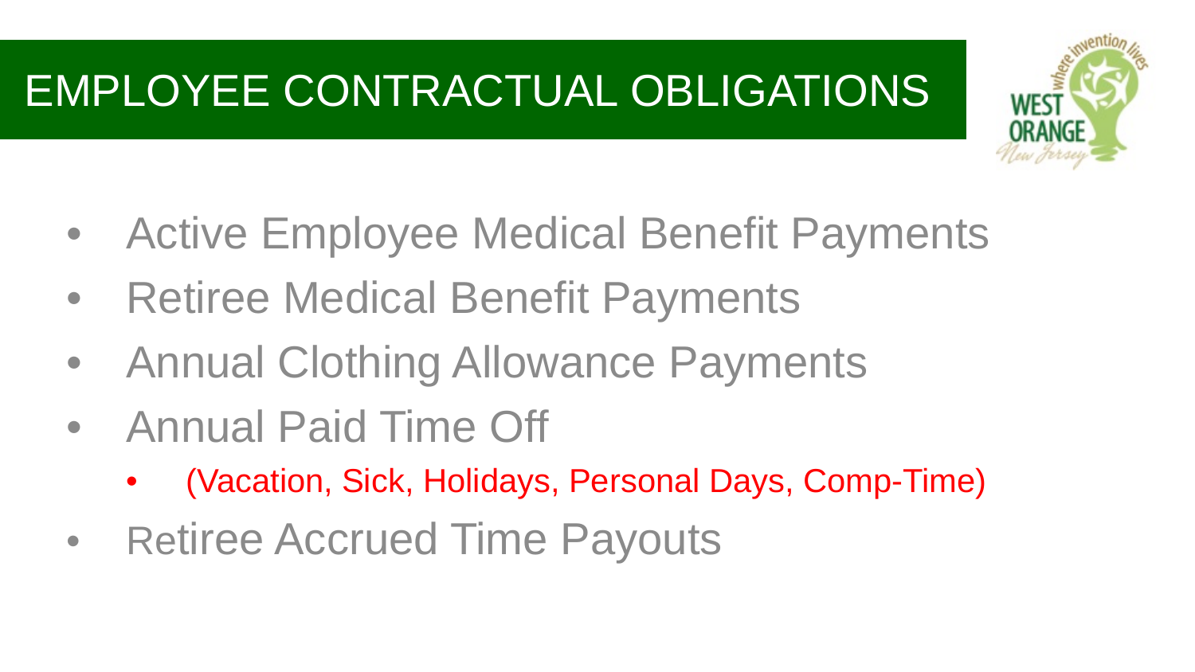# EMPLOYEE CONTRACTUAL OBLIGATIONS

- Active Employee Medical Benefit Payments
- Retiree Medical Benefit Payments
- Annual Clothing Allowance Payments
- Annual Paid Time Off
  - (Vacation, Sick, Holidays, Personal Days, Comp-Time)
- Retiree Accrued Time Payouts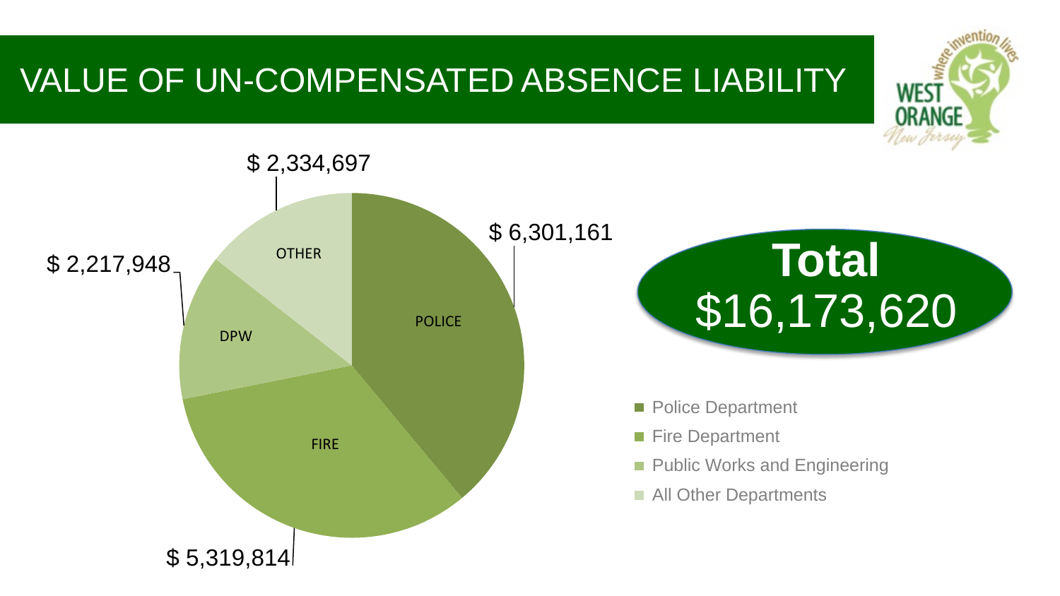# VALUE OF UN-COMPENSATED ABSENCE LIABILITY

| Department | Value |
| --- | --- |
| POLICE (Police Department) | $ 6,301,161 |
| FIRE (Fire Department) | $ 5,319,814 |
| DPW (Public Works and Engineering) | $ 2,217,948 |
| OTHER (All Other Departments) | $ 2,334,697 |

**Total**
$16,173,620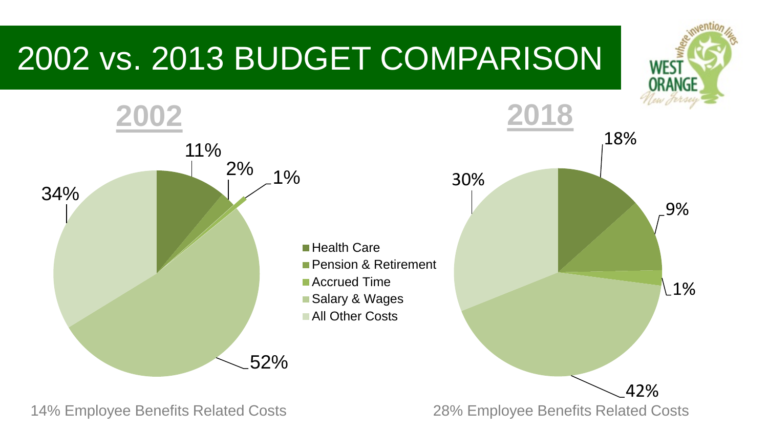# 2002 vs. 2013 BUDGET COMPARISON

**2002**

- Health Care: 11%
- Pension & Retirement: 2%
- Accrued Time: 1%
- Salary & Wages: 52%
- All Other Costs: 34%

14% Employee Benefits Related Costs

**2018**

- Health Care: 18%
- Pension & Retirement: 9%
- Accrued Time: 1%
- Salary & Wages: 42%
- All Other Costs: 30%

28% Employee Benefits Related Costs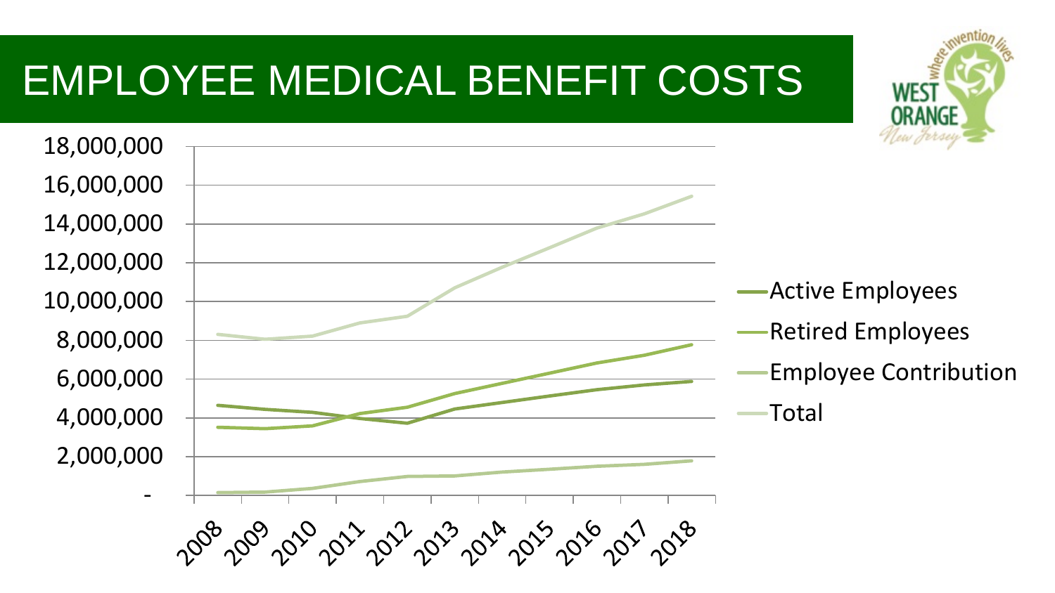# EMPLOYEE MEDICAL BENEFIT COSTS

18,000,000
16,000,000
14,000,000
12,000,000
10,000,000
8,000,000
6,000,000
4,000,000
2,000,000
-

2008 2009 2010 2011 2012 2013 2014 2015 2016 2017 2018

- Active Employees
- Retired Employees
- Employee Contribution
- Total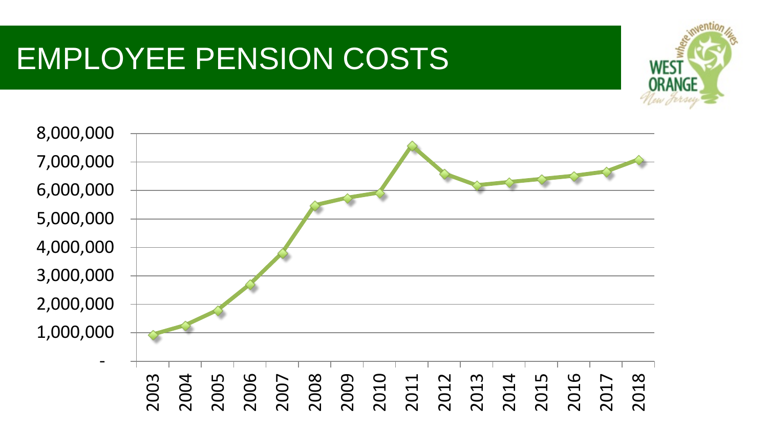# EMPLOYEE PENSION COSTS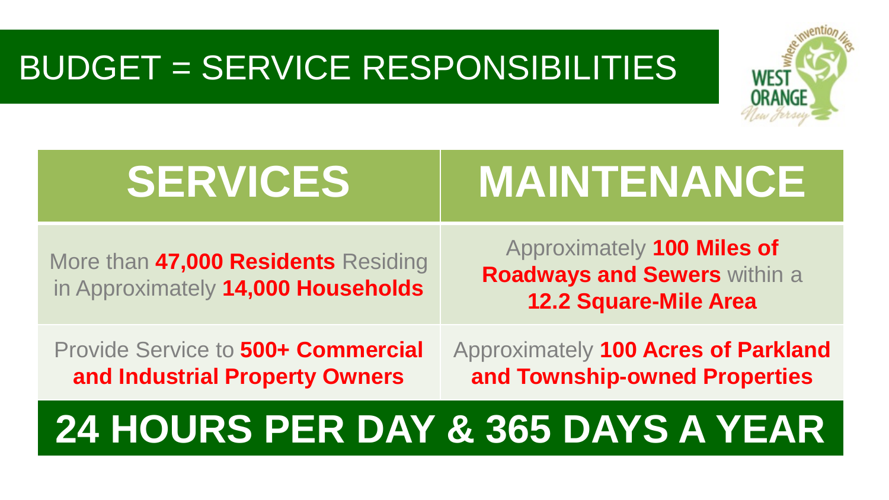# BUDGET = SERVICE RESPONSIBILITIES

| SERVICES | MAINTENANCE |
| --- | --- |
| More than **47,000 Residents** Residing in Approximately **14,000 Households** | Approximately **100 Miles of Roadways and Sewers** within a **12.2 Square-Mile Area** |
| Provide Service to **500+ Commercial and Industrial Property Owners** | Approximately **100 Acres of Parkland and Township-owned Properties** |

**24 HOURS PER DAY & 365 DAYS A YEAR**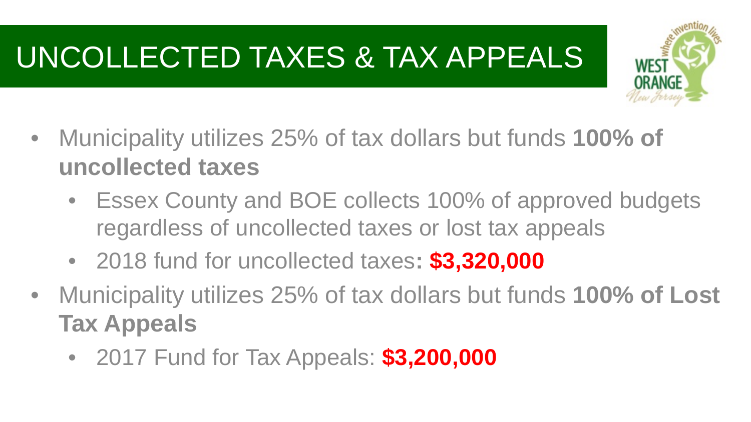# UNCOLLECTED TAXES & TAX APPEALS

- Municipality utilizes 25% of tax dollars but funds **100% of uncollected taxes**
  - Essex County and BOE collects 100% of approved budgets regardless of uncollected taxes or lost tax appeals
  - 2018 fund for uncollected taxes**: $3,320,000**
- Municipality utilizes 25% of tax dollars but funds **100% of Lost Tax Appeals**
  - 2017 Fund for Tax Appeals: **$3,200,000**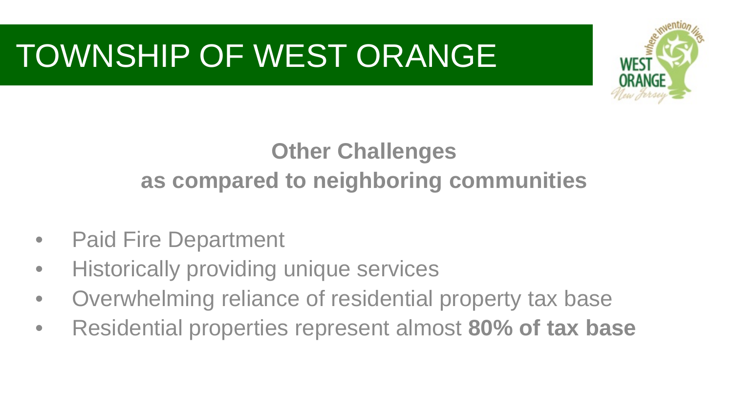# TOWNSHIP OF WEST ORANGE

## Other Challenges
## as compared to neighboring communities

- Paid Fire Department
- Historically providing unique services
- Overwhelming reliance of residential property tax base
- Residential properties represent almost **80% of tax base**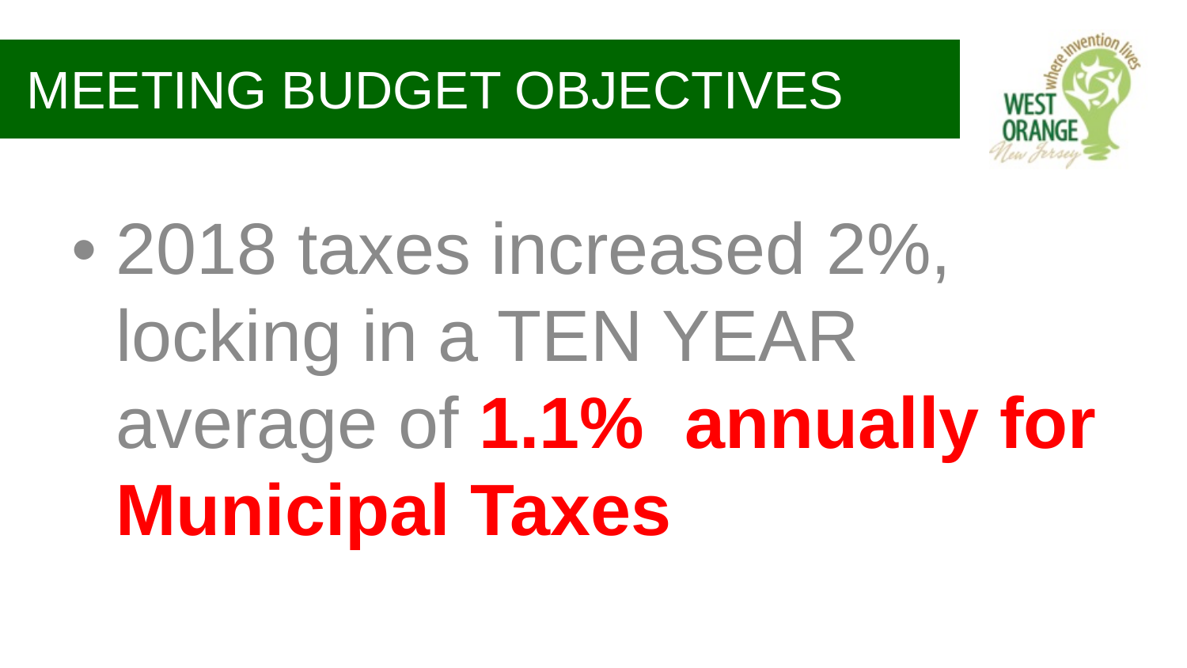# MEETING BUDGET OBJECTIVES

- 2018 taxes increased 2%, locking in a TEN YEAR average of **1.1% annually for Municipal Taxes**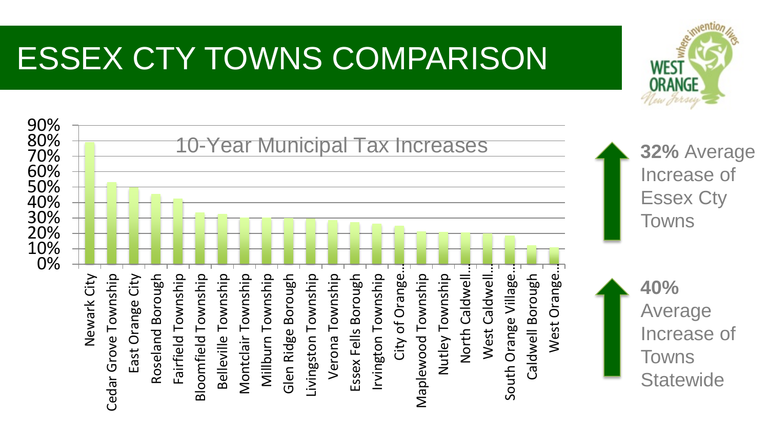# ESSEX CTY TOWNS COMPARISON

**10-Year Municipal Tax Increases**

| Town | Increase (approx.) |
|---|---|
| Newark City | 79% |
| Cedar Grove Township | 53% |
| East Orange City | 50% |
| Roseland Borough | 45% |
| Fairfield Township | 42% |
| Bloomfield Township | 33% |
| Belleville Township | 32% |
| Montclair Township | 30% |
| Millburn Township | 30% |
| Glen Ridge Borough | 29% |
| Livingston Township | 29% |
| Verona Township | 28% |
| Essex Fells Borough | 27% |
| Irvington Township | 26% |
| City of Orange… | 25% |
| Maplewood Township | 21% |
| Nutley Township | 21% |
| North Caldwell… | 20% |
| West Caldwell… | 20% |
| South Orange Village… | 18% |
| Caldwell Borough | 12% |
| West Orange… | 11% |

**32%** Average Increase of Essex Cty Towns

**40%** Average Increase of Towns Statewide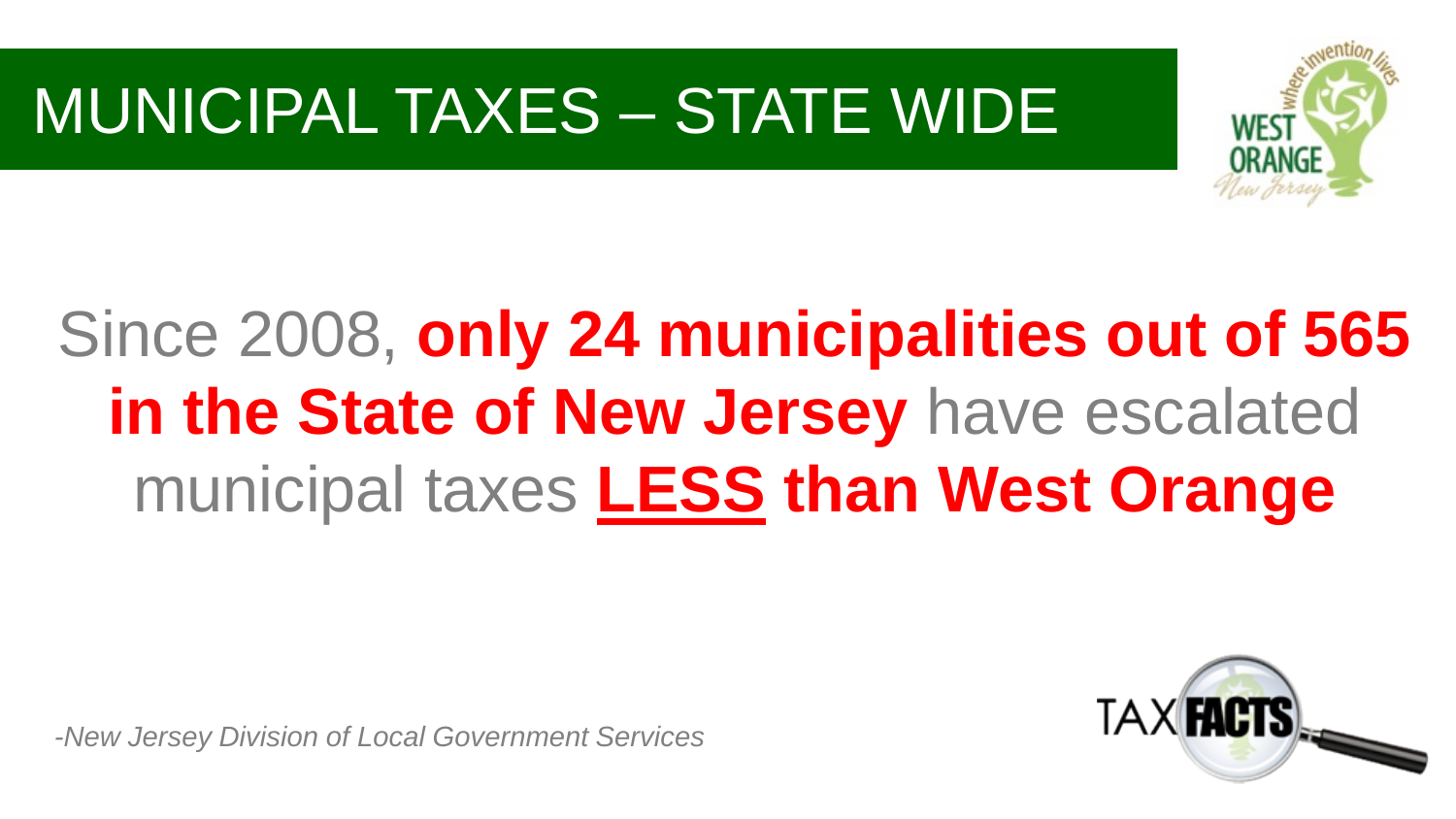# MUNICIPAL TAXES – STATE WIDE

Since 2008, **only 24 municipalities out of 565 in the State of New Jersey** have escalated municipal taxes **<u>LESS</u> than West Orange**

*-New Jersey Division of Local Government Services*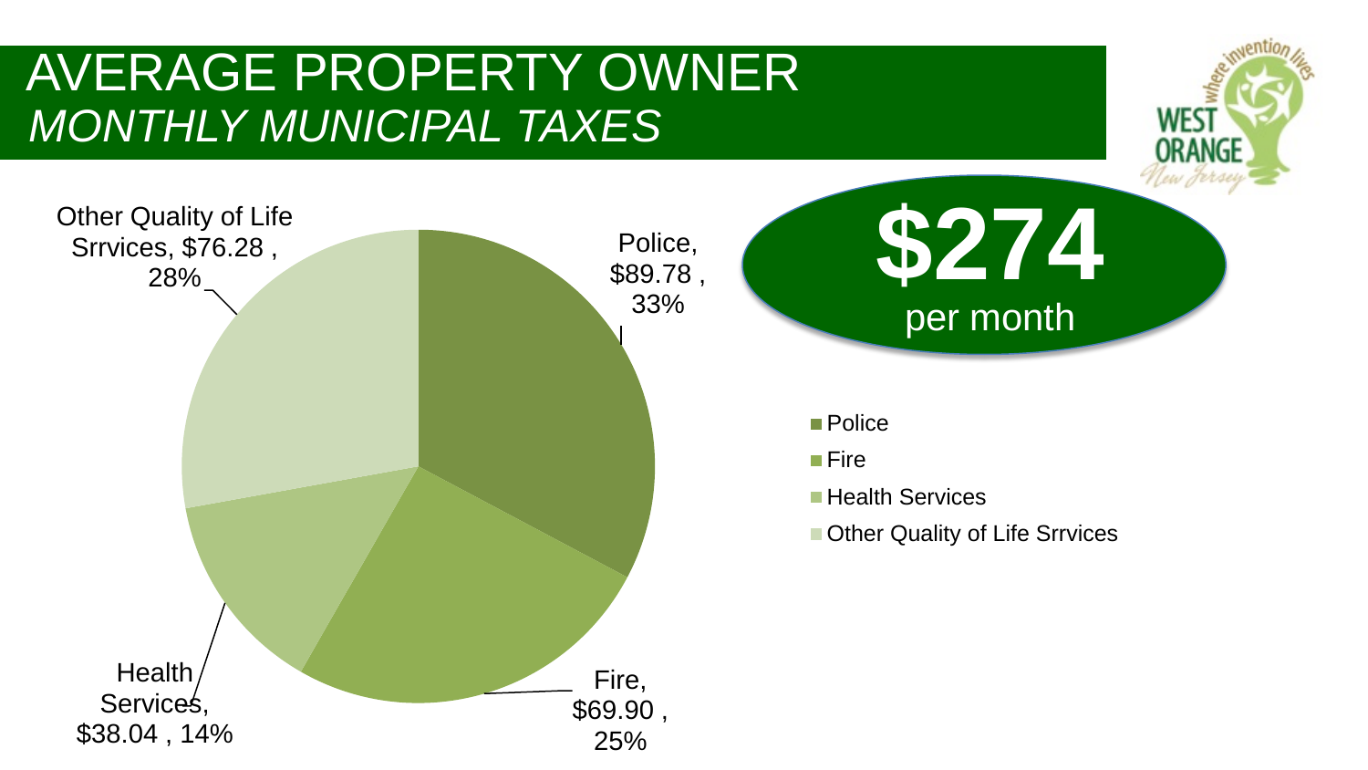# AVERAGE PROPERTY OWNER
## *MONTHLY MUNICIPAL TAXES*

**$274**
per month

| Category | Monthly Amount | Percentage |
|---|---|---|
| Police | $89.78 | 33% |
| Fire | $69.90 | 25% |
| Health Services | $38.04 | 14% |
| Other Quality of Life Srrvices | $76.28 | 28% |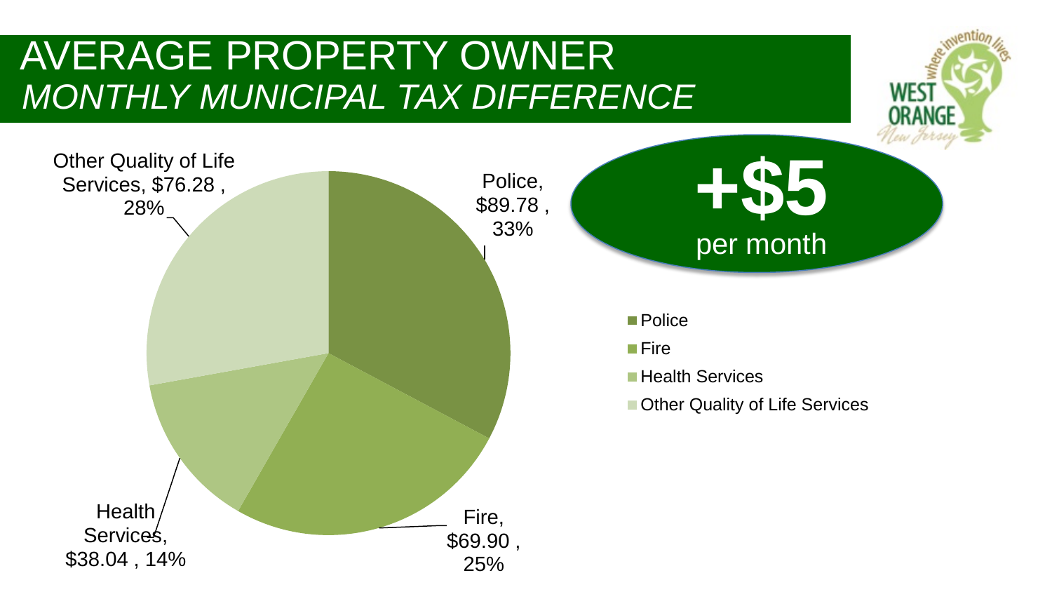# AVERAGE PROPERTY OWNER

## *MONTHLY MUNICIPAL TAX DIFFERENCE*

**+$5**

per month

Police, $89.78 , 33%

Fire, $69.90 , 25%

Health Services, $38.04 , 14%

Other Quality of Life Services, $76.28 , 28%

- Police
- Fire
- Health Services
- Other Quality of Life Services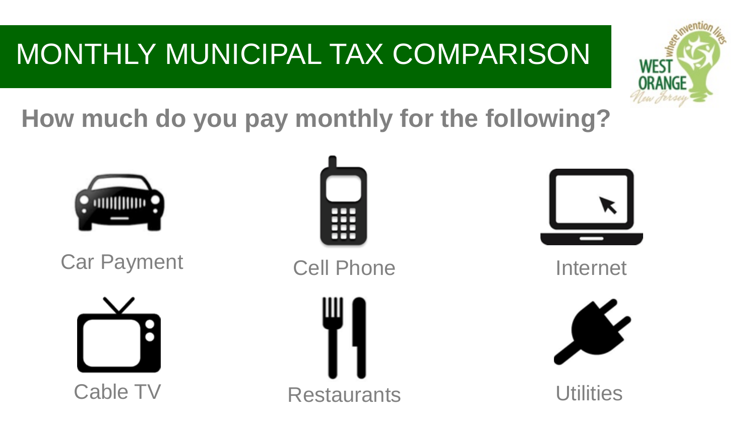# MONTHLY MUNICIPAL TAX COMPARISON

## How much do you pay monthly for the following?

- Car Payment
- Cell Phone
- Internet
- Cable TV
- Restaurants
- Utilities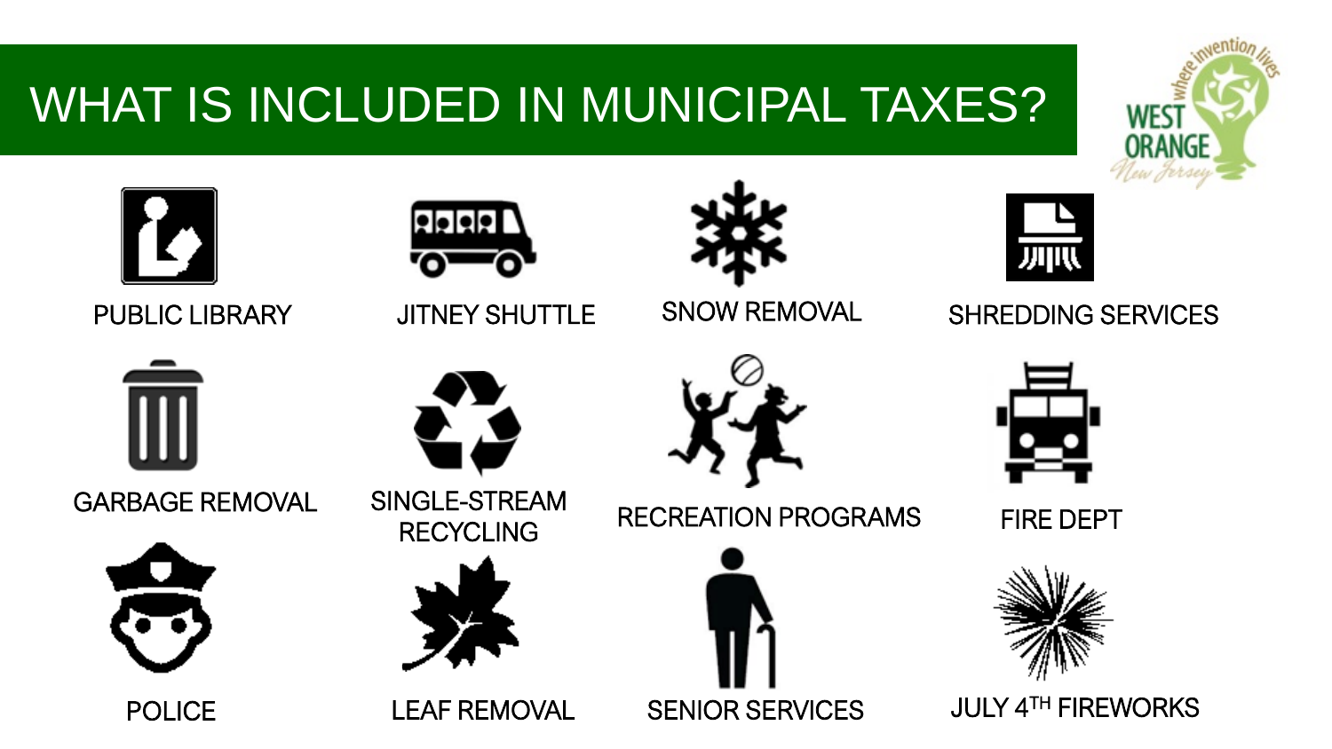# WHAT IS INCLUDED IN MUNICIPAL TAXES?

- PUBLIC LIBRARY
- JITNEY SHUTTLE
- SNOW REMOVAL
- SHREDDING SERVICES
- GARBAGE REMOVAL
- SINGLE-STREAM RECYCLING
- RECREATION PROGRAMS
- FIRE DEPT
- POLICE
- LEAF REMOVAL
- SENIOR SERVICES
- JULY 4TH FIREWORKS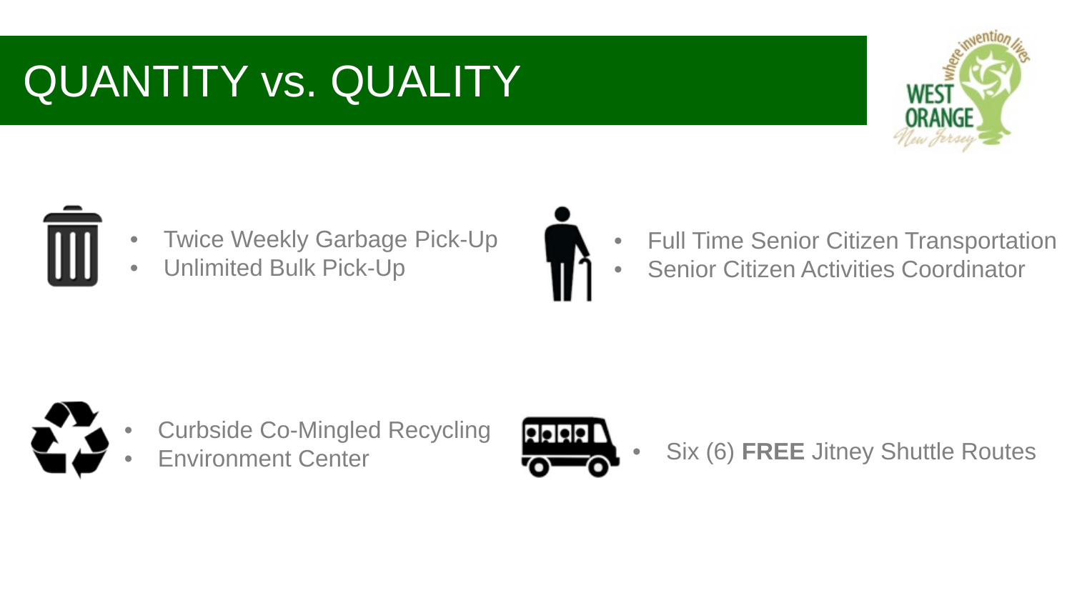# QUANTITY vs. QUALITY

- Twice Weekly Garbage Pick-Up
- Unlimited Bulk Pick-Up

- Full Time Senior Citizen Transportation
- Senior Citizen Activities Coordinator

- Curbside Co-Mingled Recycling
- Environment Center

- Six (6) **FREE** Jitney Shuttle Routes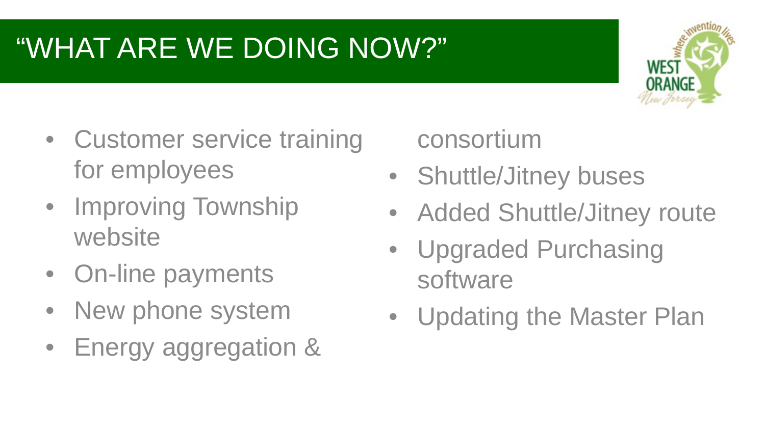# "WHAT ARE WE DOING NOW?"

- Customer service training for employees
- Improving Township website
- On-line payments
- New phone system
- Energy aggregation & consortium
- Shuttle/Jitney buses
- Added Shuttle/Jitney route
- Upgraded Purchasing software
- Updating the Master Plan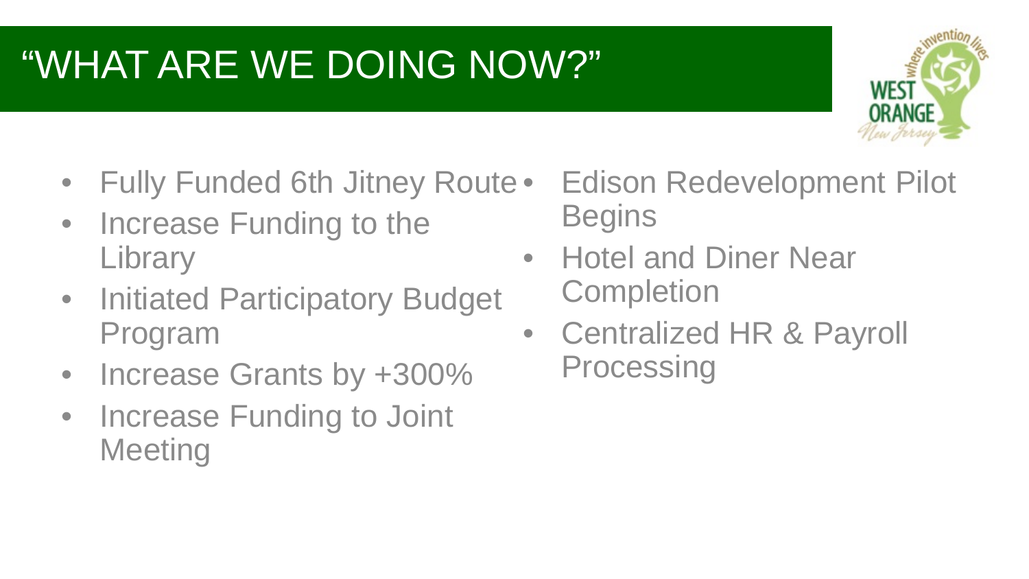# "WHAT ARE WE DOING NOW?"

- Fully Funded 6th Jitney Route
- Increase Funding to the Library
- Initiated Participatory Budget Program
- Increase Grants by +300%
- Increase Funding to Joint Meeting
- Edison Redevelopment Pilot Begins
- Hotel and Diner Near Completion
- Centralized HR & Payroll Processing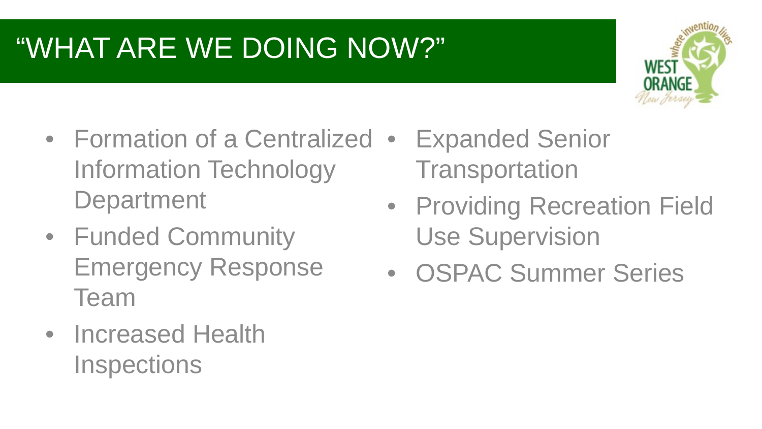# "WHAT ARE WE DOING NOW?"

- Formation of a Centralized Information Technology Department
- Funded Community Emergency Response Team
- Increased Health Inspections
- Expanded Senior Transportation
- Providing Recreation Field Use Supervision
- OSPAC Summer Series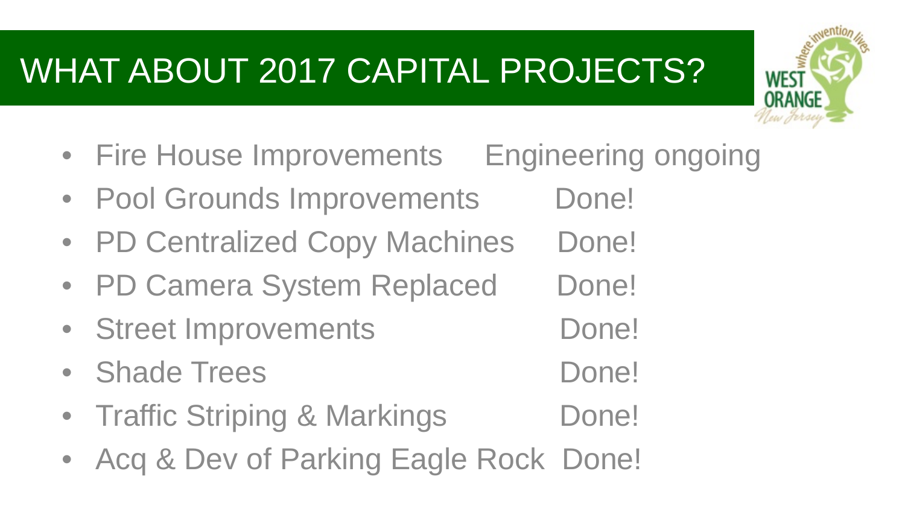# WHAT ABOUT 2017 CAPITAL PROJECTS?

- Fire House Improvements — Engineering ongoing
- Pool Grounds Improvements — Done!
- PD Centralized Copy Machines — Done!
- PD Camera System Replaced — Done!
- Street Improvements — Done!
- Shade Trees — Done!
- Traffic Striping & Markings — Done!
- Acq & Dev of Parking Eagle Rock — Done!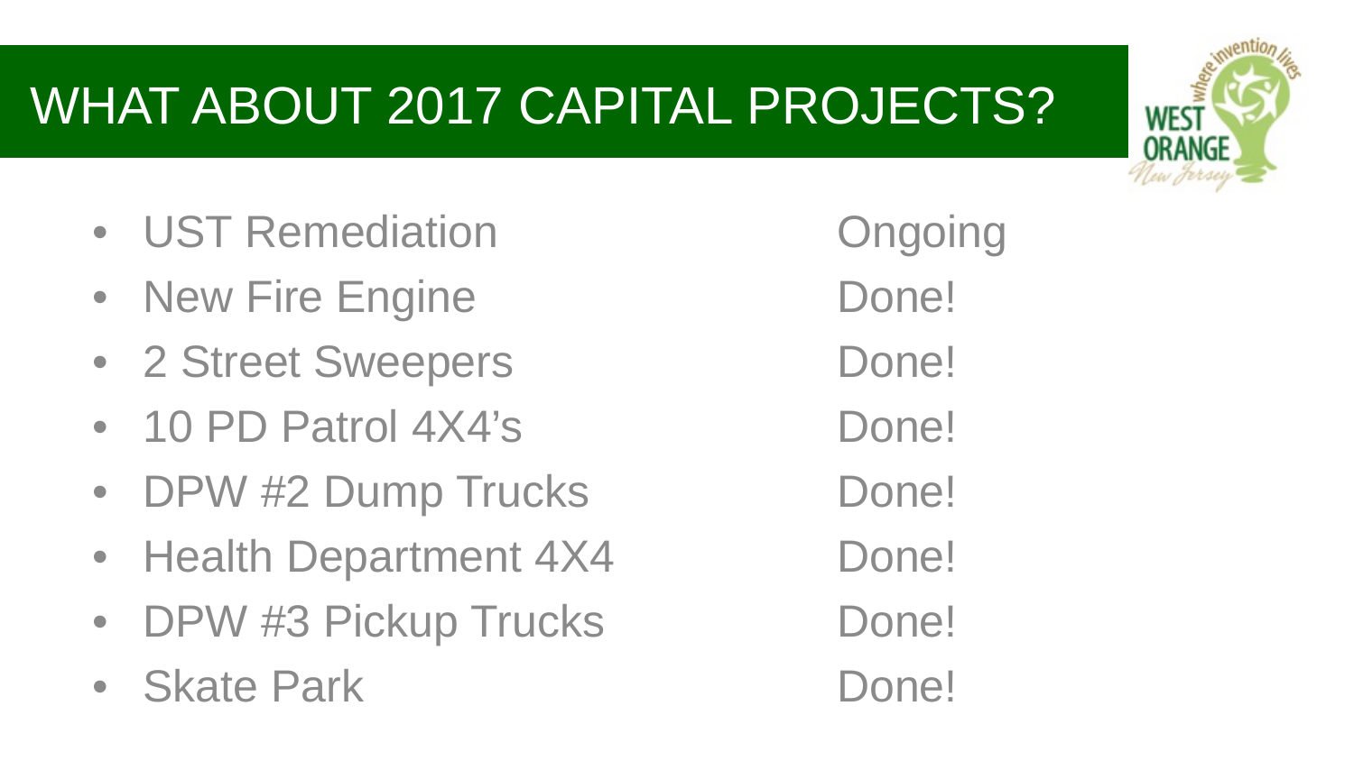# WHAT ABOUT 2017 CAPITAL PROJECTS?

| Project | Status |
| --- | --- |
| UST Remediation | Ongoing |
| New Fire Engine | Done! |
| 2 Street Sweepers | Done! |
| 10 PD Patrol 4X4's | Done! |
| DPW #2 Dump Trucks | Done! |
| Health Department 4X4 | Done! |
| DPW #3 Pickup Trucks | Done! |
| Skate Park | Done! |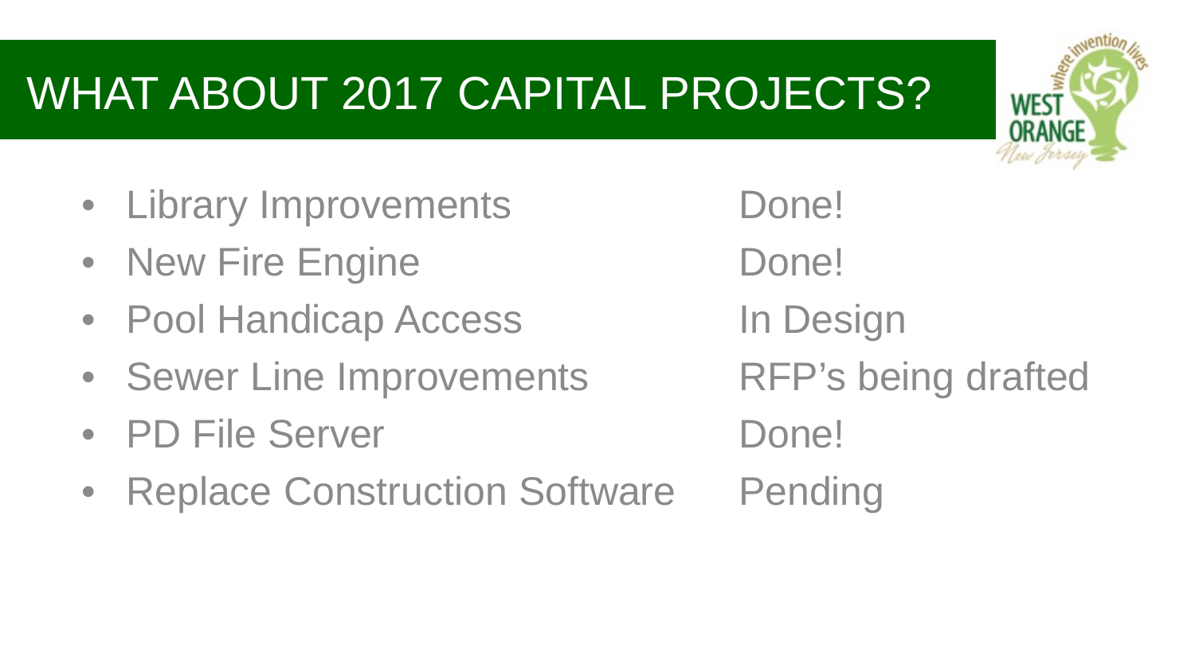# WHAT ABOUT 2017 CAPITAL PROJECTS?

| Project | Status |
| --- | --- |
| Library Improvements | Done! |
| New Fire Engine | Done! |
| Pool Handicap Access | In Design |
| Sewer Line Improvements | RFP's being drafted |
| PD File Server | Done! |
| Replace Construction Software | Pending |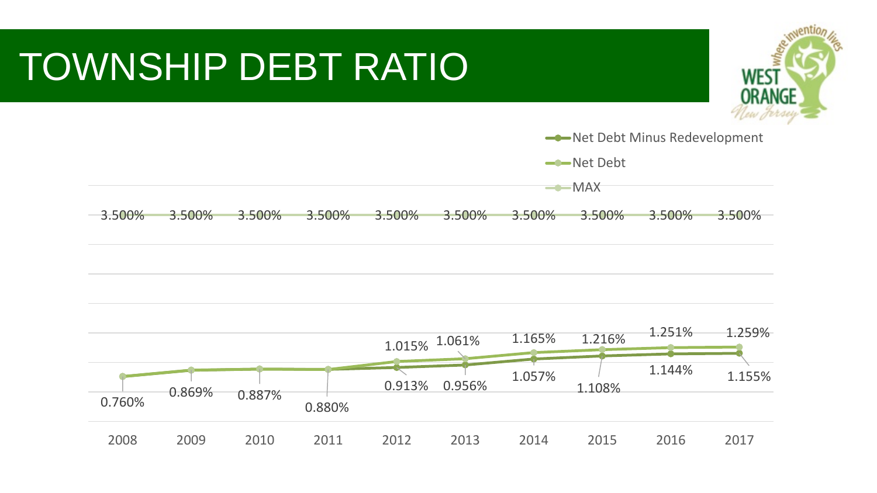# TOWNSHIP DEBT RATIO

| Year | Net Debt Minus Redevelopment | Net Debt | MAX |
|---|---|---|---|
| 2008 | 0.760% | | 3.500% |
| 2009 | 0.869% | | 3.500% |
| 2010 | 0.887% | | 3.500% |
| 2011 | 0.880% | | 3.500% |
| 2012 | 0.913% | 1.015% | 3.500% |
| 2013 | 0.956% | 1.061% | 3.500% |
| 2014 | 1.057% | 1.165% | 3.500% |
| 2015 | 1.108% | 1.216% | 3.500% |
| 2016 | 1.144% | 1.251% | 3.500% |
| 2017 | 1.155% | 1.259% | 3.500% |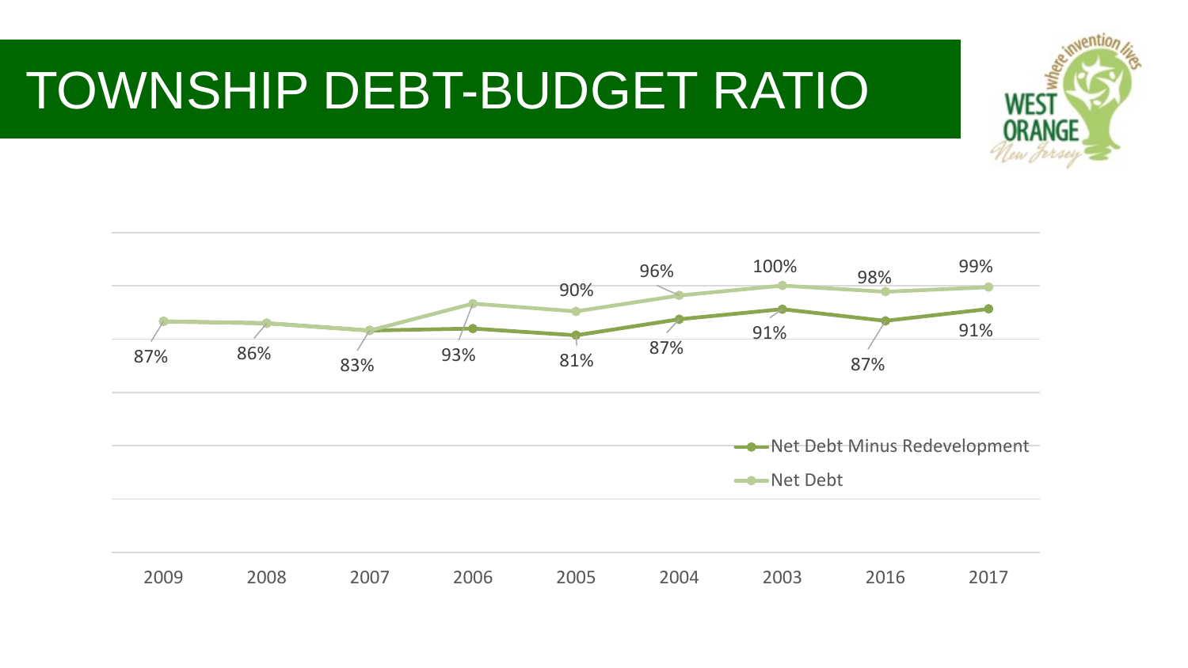# TOWNSHIP DEBT-BUDGET RATIO

| Year | Net Debt | Net Debt Minus Redevelopment |
| --- | --- | --- |
| 2009 | 87% | |
| 2008 | 86% | |
| 2007 | 83% | |
| 2006 | 93% | |
| 2005 | 90% | 81% |
| 2004 | 96% | 87% |
| 2003 | 100% | 91% |
| 2016 | 98% | 87% |
| 2017 | 99% | 91% |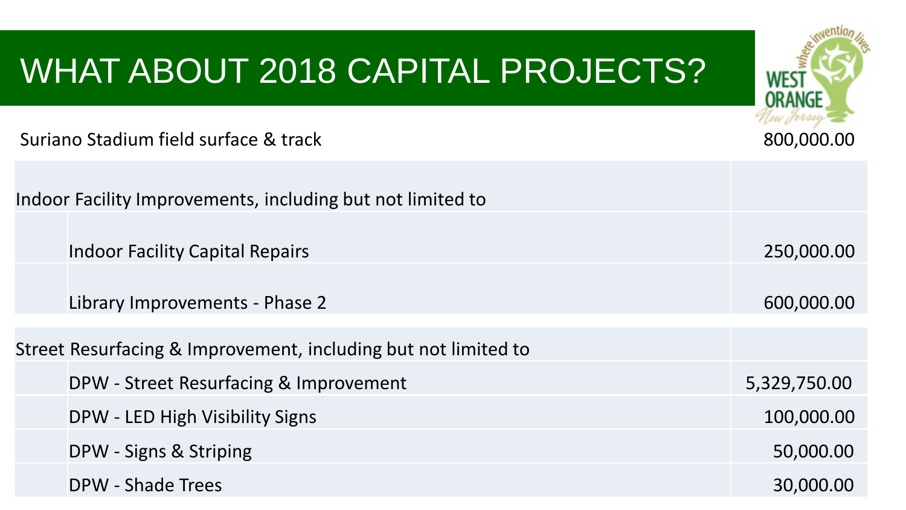# WHAT ABOUT 2018 CAPITAL PROJECTS?

| Project | Amount |
|---|---|
| Suriano Stadium field surface & track | 800,000.00 |
| Indoor Facility Improvements, including but not limited to | |
| Indoor Facility Capital Repairs | 250,000.00 |
| Library Improvements - Phase 2 | 600,000.00 |
| Street Resurfacing & Improvement, including but not limited to | |
| DPW - Street Resurfacing & Improvement | 5,329,750.00 |
| DPW - LED High Visibility Signs | 100,000.00 |
| DPW - Signs & Striping | 50,000.00 |
| DPW - Shade Trees | 30,000.00 |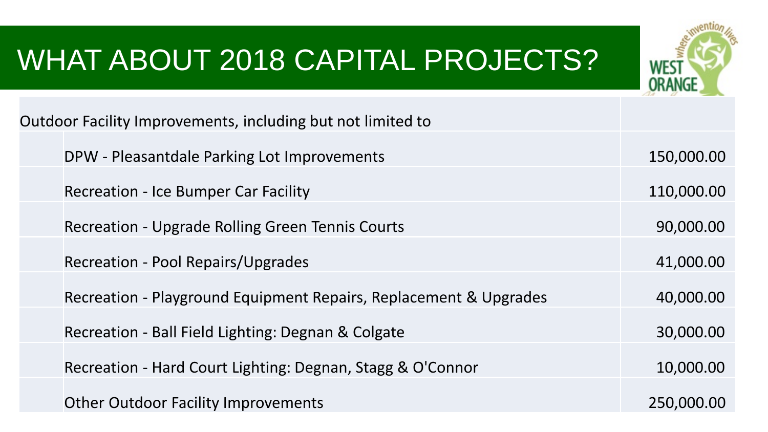# WHAT ABOUT 2018 CAPITAL PROJECTS?

| Outdoor Facility Improvements, including but not limited to | |
|---|---|
| DPW - Pleasantdale Parking Lot Improvements | 150,000.00 |
| Recreation - Ice Bumper Car Facility | 110,000.00 |
| Recreation - Upgrade Rolling Green Tennis Courts | 90,000.00 |
| Recreation - Pool Repairs/Upgrades | 41,000.00 |
| Recreation - Playground Equipment Repairs, Replacement & Upgrades | 40,000.00 |
| Recreation - Ball Field Lighting: Degnan & Colgate | 30,000.00 |
| Recreation - Hard Court Lighting: Degnan, Stagg & O'Connor | 10,000.00 |
| Other Outdoor Facility Improvements | 250,000.00 |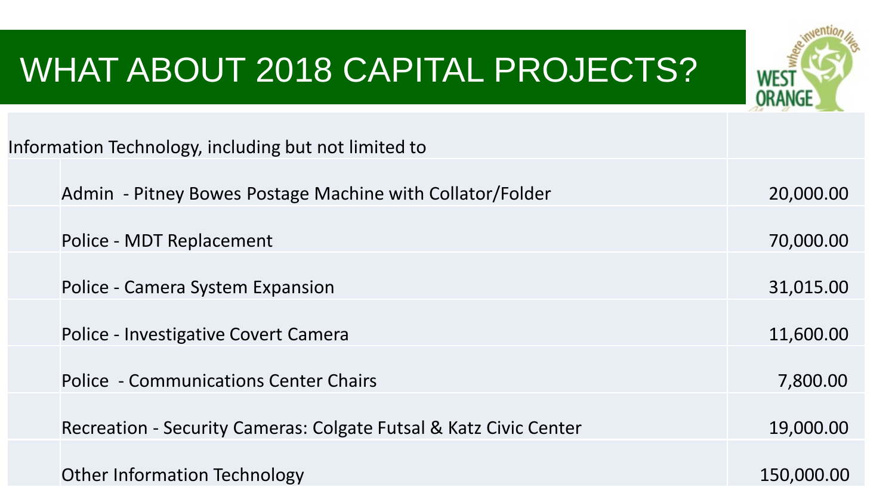# WHAT ABOUT 2018 CAPITAL PROJECTS?

| Information Technology, including but not limited to | | |
|---|---|---|
| | Admin - Pitney Bowes Postage Machine with Collator/Folder | 20,000.00 |
| | Police - MDT Replacement | 70,000.00 |
| | Police - Camera System Expansion | 31,015.00 |
| | Police - Investigative Covert Camera | 11,600.00 |
| | Police - Communications Center Chairs | 7,800.00 |
| | Recreation - Security Cameras: Colgate Futsal & Katz Civic Center | 19,000.00 |
| | Other Information Technology | 150,000.00 |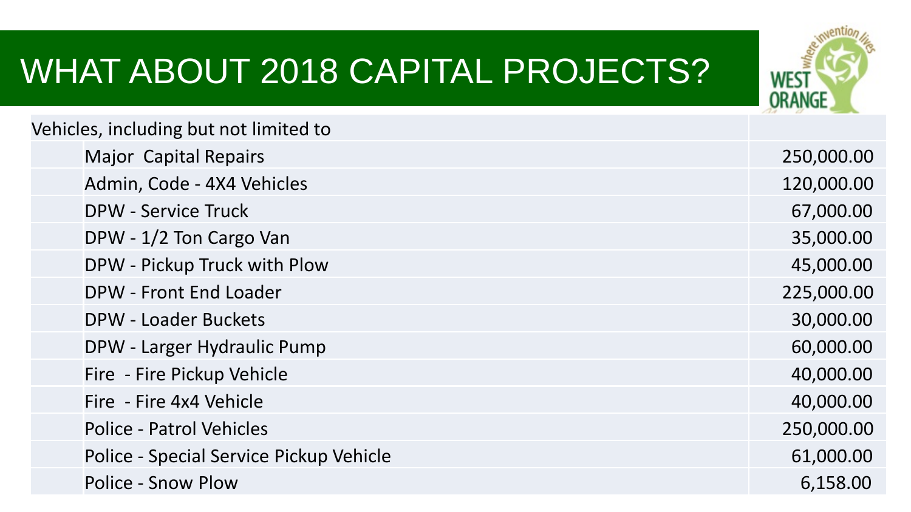# WHAT ABOUT 2018 CAPITAL PROJECTS?

| Vehicles, including but not limited to | |
|---|---|
| Major Capital Repairs | 250,000.00 |
| Admin, Code - 4X4 Vehicles | 120,000.00 |
| DPW - Service Truck | 67,000.00 |
| DPW - 1/2 Ton Cargo Van | 35,000.00 |
| DPW - Pickup Truck with Plow | 45,000.00 |
| DPW - Front End Loader | 225,000.00 |
| DPW - Loader Buckets | 30,000.00 |
| DPW - Larger Hydraulic Pump | 60,000.00 |
| Fire - Fire Pickup Vehicle | 40,000.00 |
| Fire - Fire 4x4 Vehicle | 40,000.00 |
| Police - Patrol Vehicles | 250,000.00 |
| Police - Special Service Pickup Vehicle | 61,000.00 |
| Police - Snow Plow | 6,158.00 |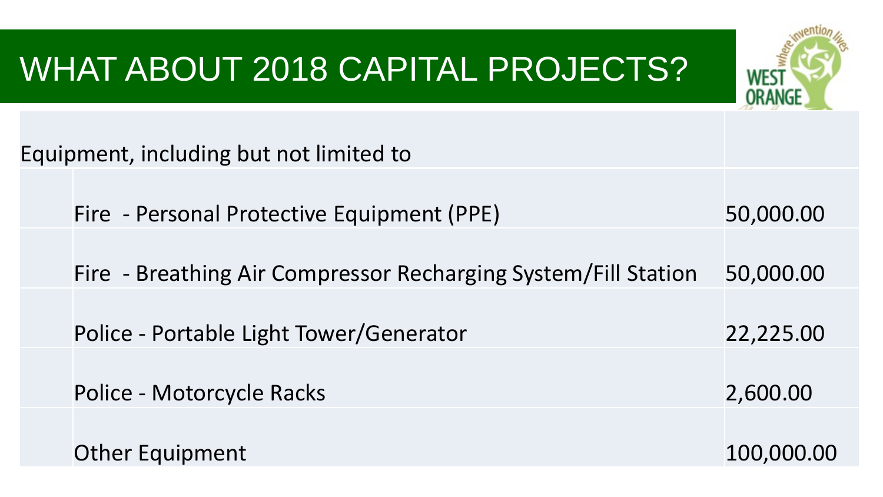# WHAT ABOUT 2018 CAPITAL PROJECTS?

| Equipment, including but not limited to | |
|---|---|
| Fire - Personal Protective Equipment (PPE) | 50,000.00 |
| Fire - Breathing Air Compressor Recharging System/Fill Station | 50,000.00 |
| Police - Portable Light Tower/Generator | 22,225.00 |
| Police - Motorcycle Racks | 2,600.00 |
| Other Equipment | 100,000.00 |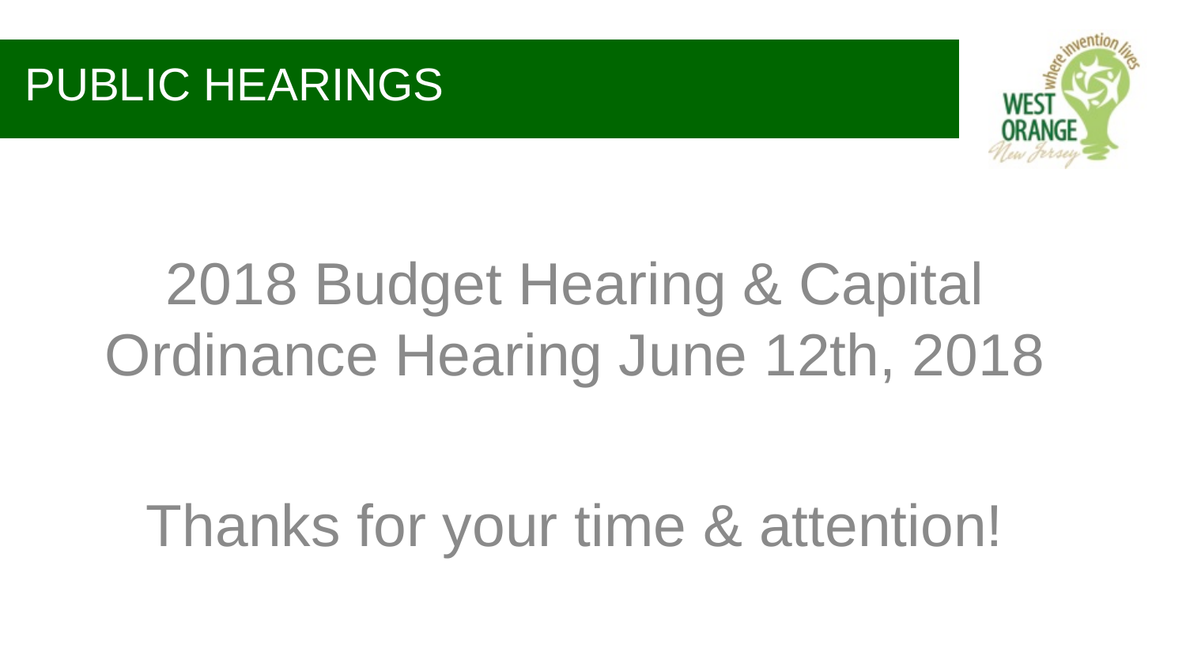# PUBLIC HEARINGS

2018 Budget Hearing & Capital Ordinance Hearing June 12th, 2018

Thanks for your time & attention!